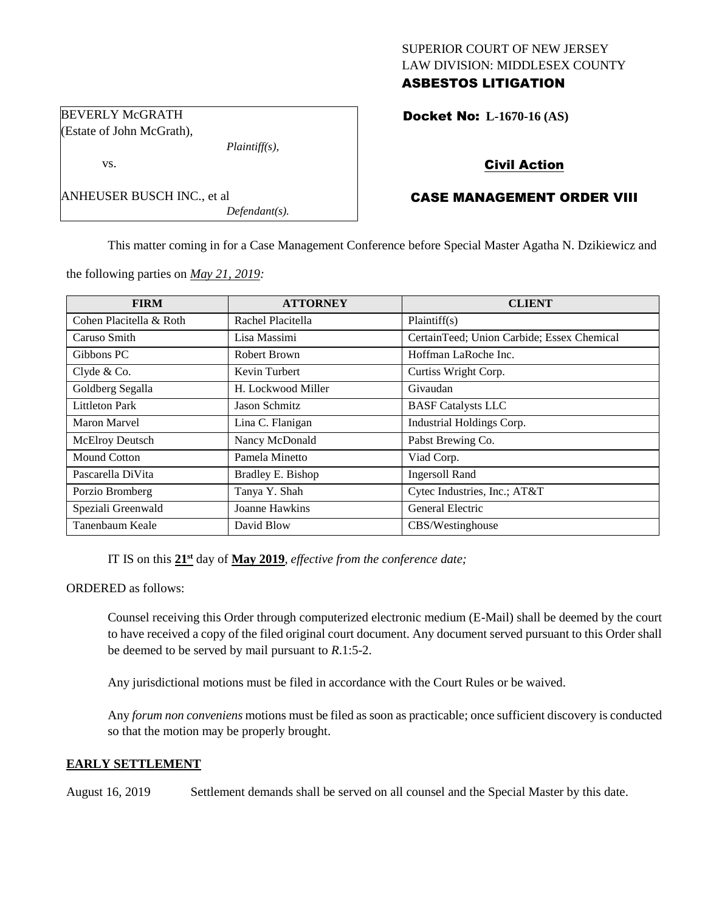SUPERIOR COURT OF NEW JERSEY
LAW DIVISION: MIDDLESEX COUNTY
**ASBESTOS LITIGATION**

BEVERLY McGRATH
(Estate of John McGrath),
*Plaintiff(s),*

vs.

ANHEUSER BUSCH INC., et al
*Defendant(s).*

**Docket No: L-1670-16 (AS)**

**Civil Action**

**CASE MANAGEMENT ORDER VIII**

This matter coming in for a Case Management Conference before Special Master Agatha N. Dzikiewicz and the following parties on *May 21, 2019:*

| FIRM | ATTORNEY | CLIENT |
|---|---|---|
| Cohen Placitella & Roth | Rachel Placitella | Plaintiff(s) |
| Caruso Smith | Lisa Massimi | CertainTeed; Union Carbide; Essex Chemical |
| Gibbons PC | Robert Brown | Hoffman LaRoche Inc. |
| Clyde & Co. | Kevin Turbert | Curtiss Wright Corp. |
| Goldberg Segalla | H. Lockwood Miller | Givaudan |
| Littleton Park | Jason Schmitz | BASF Catalysts LLC |
| Maron Marvel | Lina C. Flanigan | Industrial Holdings Corp. |
| McElroy Deutsch | Nancy McDonald | Pabst Brewing Co. |
| Mound Cotton | Pamela Minetto | Viad Corp. |
| Pascarella DiVita | Bradley E. Bishop | Ingersoll Rand |
| Porzio Bromberg | Tanya Y. Shah | Cytec Industries, Inc.; AT&T |
| Speziali Greenwald | Joanne Hawkins | General Electric |
| Tanenbaum Keale | David Blow | CBS/Westinghouse |

IT IS on this **21st** day of **May 2019**, *effective from the conference date;*

ORDERED as follows:

Counsel receiving this Order through computerized electronic medium (E-Mail) shall be deemed by the court to have received a copy of the filed original court document. Any document served pursuant to this Order shall be deemed to be served by mail pursuant to *R*.1:5-2.

Any jurisdictional motions must be filed in accordance with the Court Rules or be waived.

Any *forum non conveniens* motions must be filed as soon as practicable; once sufficient discovery is conducted so that the motion may be properly brought.

**EARLY SETTLEMENT**

August 16, 2019 Settlement demands shall be served on all counsel and the Special Master by this date.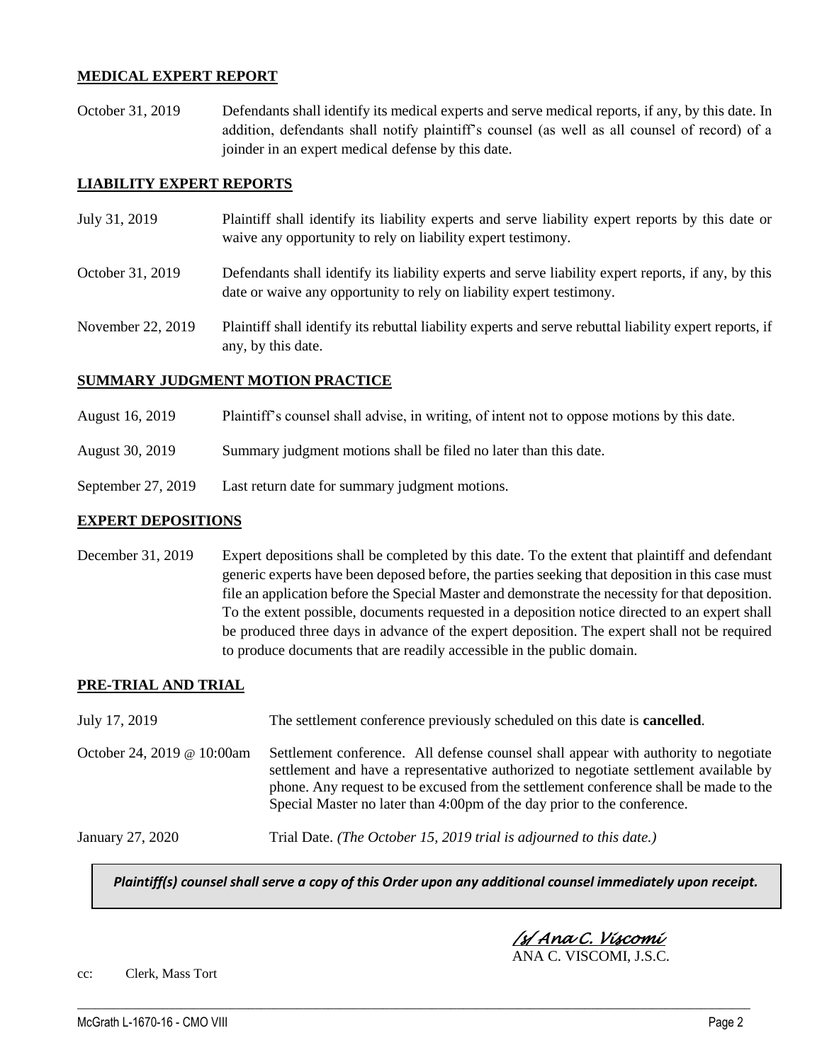**MEDICAL EXPERT REPORT**

| | |
|---|---|
| October 31, 2019 | Defendants shall identify its medical experts and serve medical reports, if any, by this date. In addition, defendants shall notify plaintiff's counsel (as well as all counsel of record) of a joinder in an expert medical defense by this date. |

**LIABILITY EXPERT REPORTS**

| | |
|---|---|
| July 31, 2019 | Plaintiff shall identify its liability experts and serve liability expert reports by this date or waive any opportunity to rely on liability expert testimony. |
| October 31, 2019 | Defendants shall identify its liability experts and serve liability expert reports, if any, by this date or waive any opportunity to rely on liability expert testimony. |
| November 22, 2019 | Plaintiff shall identify its rebuttal liability experts and serve rebuttal liability expert reports, if any, by this date. |

**SUMMARY JUDGMENT MOTION PRACTICE**

| | |
|---|---|
| August 16, 2019 | Plaintiff's counsel shall advise, in writing, of intent not to oppose motions by this date. |
| August 30, 2019 | Summary judgment motions shall be filed no later than this date. |
| September 27, 2019 | Last return date for summary judgment motions. |

**EXPERT DEPOSITIONS**

| | |
|---|---|
| December 31, 2019 | Expert depositions shall be completed by this date. To the extent that plaintiff and defendant generic experts have been deposed before, the parties seeking that deposition in this case must file an application before the Special Master and demonstrate the necessity for that deposition. To the extent possible, documents requested in a deposition notice directed to an expert shall be produced three days in advance of the expert deposition. The expert shall not be required to produce documents that are readily accessible in the public domain. |

**PRE-TRIAL AND TRIAL**

| | |
|---|---|
| July 17, 2019 | The settlement conference previously scheduled on this date is **cancelled**. |
| October 24, 2019 @ 10:00am | Settlement conference. All defense counsel shall appear with authority to negotiate settlement and have a representative authorized to negotiate settlement available by phone. Any request to be excused from the settlement conference shall be made to the Special Master no later than 4:00pm of the day prior to the conference. |
| January 27, 2020 | Trial Date. *(The October 15, 2019 trial is adjourned to this date.)* |

***Plaintiff(s) counsel shall serve a copy of this Order upon any additional counsel immediately upon receipt.***

*/s/ Ana C. Viscomi*
ANA C. VISCOMI, J.S.C.

cc: Clerk, Mass Tort